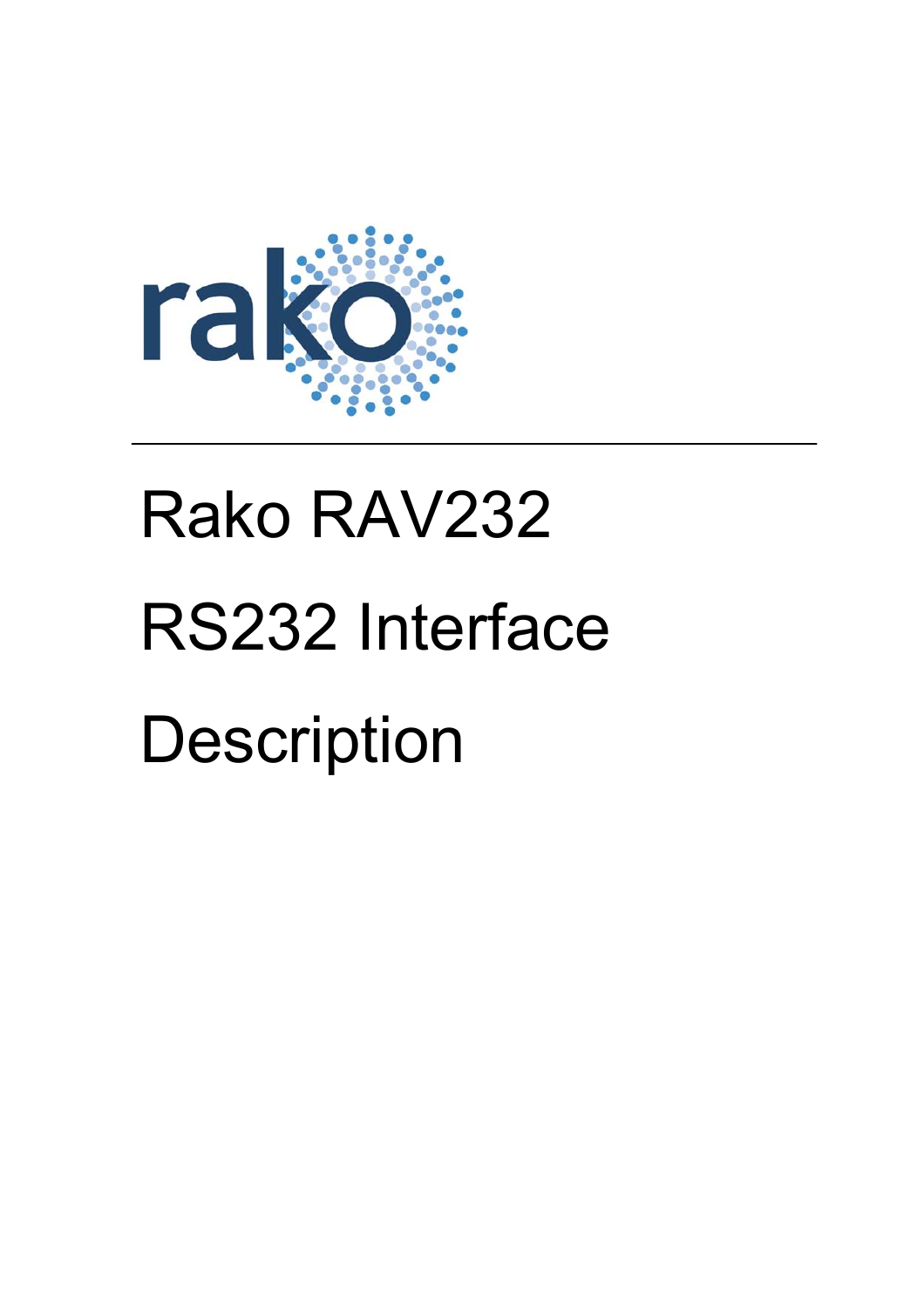rako

---

# Rako RAV232

# RS232 Interface

# Description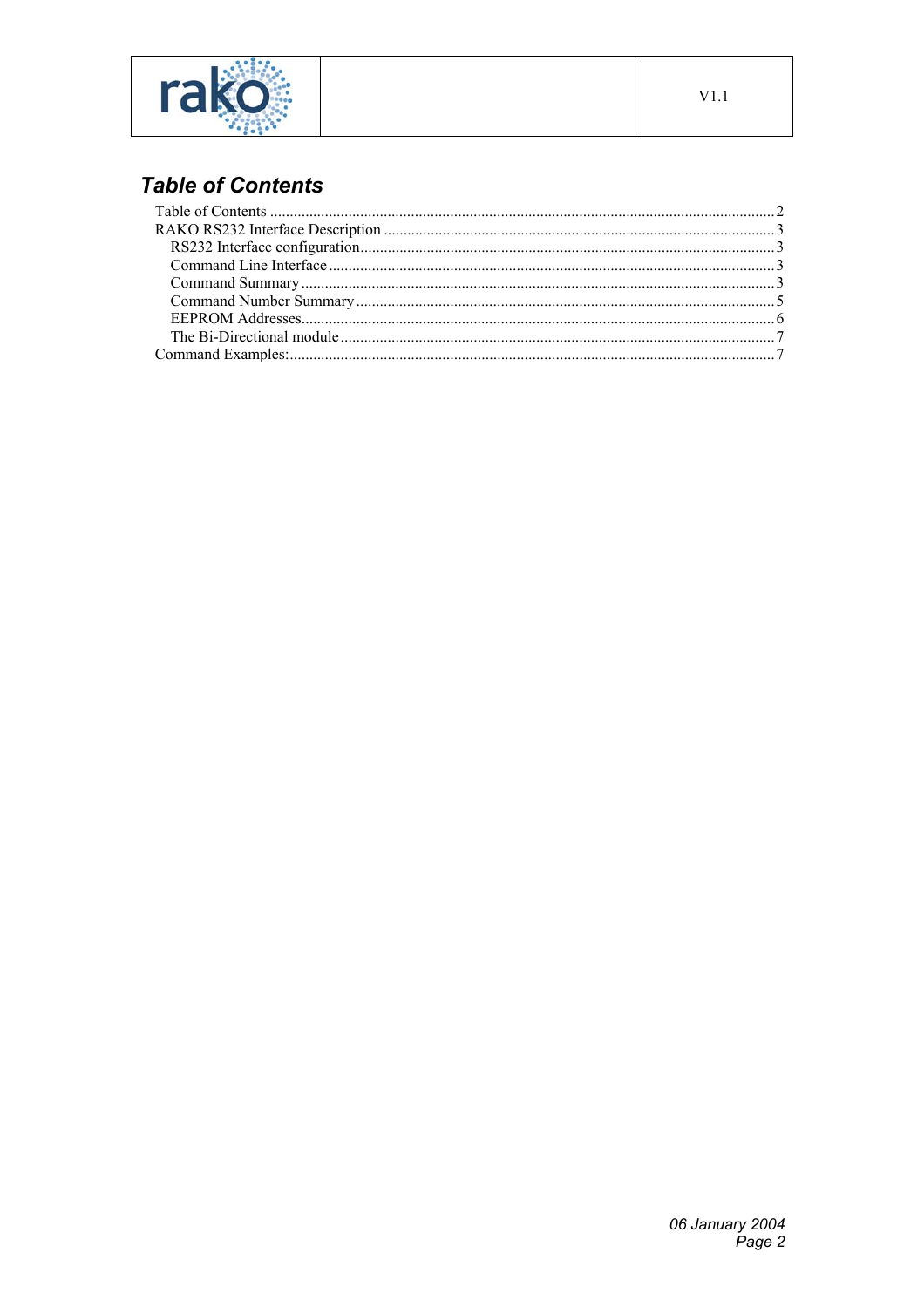# Table of Contents

- Table of Contents ........................................ 2
- RAKO RS232 Interface Description ........................................ 3
  - RS232 Interface configuration ........................................ 3
  - Command Line Interface ........................................ 3
  - Command Summary ........................................ 3
  - Command Number Summary ........................................ 5
  - EEPROM Addresses ........................................ 6
  - The Bi-Directional module ........................................ 7
- Command Examples: ........................................ 7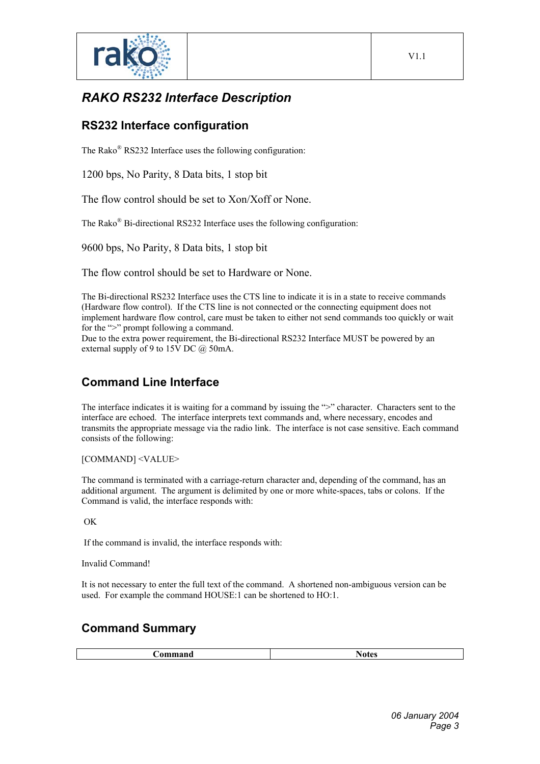# RAKO RS232 Interface Description

## RS232 Interface configuration

The Rako® RS232 Interface uses the following configuration:

1200 bps, No Parity, 8 Data bits, 1 stop bit

The flow control should be set to Xon/Xoff or None.

The Rako® Bi-directional RS232 Interface uses the following configuration:

9600 bps, No Parity, 8 Data bits, 1 stop bit

The flow control should be set to Hardware or None.

The Bi-directional RS232 Interface uses the CTS line to indicate it is in a state to receive commands (Hardware flow control). If the CTS line is not connected or the connecting equipment does not implement hardware flow control, care must be taken to either not send commands too quickly or wait for the ">" prompt following a command.
Due to the extra power requirement, the Bi-directional RS232 Interface MUST be powered by an external supply of 9 to 15V DC @ 50mA.

## Command Line Interface

The interface indicates it is waiting for a command by issuing the ">" character. Characters sent to the interface are echoed. The interface interprets text commands and, where necessary, encodes and transmits the appropriate message via the radio link. The interface is not case sensitive. Each command consists of the following:

[COMMAND] <VALUE>

The command is terminated with a carriage-return character and, depending of the command, has an additional argument. The argument is delimited by one or more white-spaces, tabs or colons. If the Command is valid, the interface responds with:

OK

If the command is invalid, the interface responds with:

Invalid Command!

It is not necessary to enter the full text of the command. A shortened non-ambiguous version can be used. For example the command HOUSE:1 can be shortened to HO:1.

## Command Summary

| Command | Notes |
| --- | --- |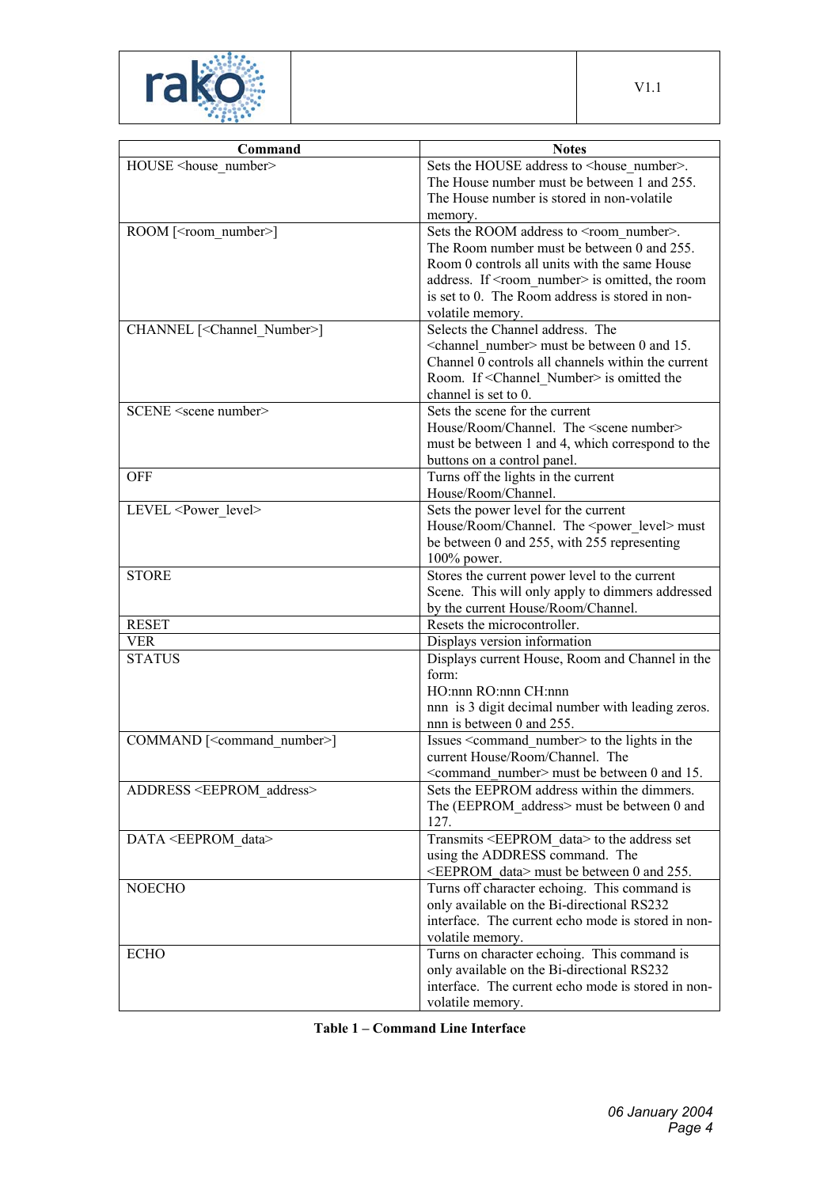| Command | Notes |
|---|---|
| HOUSE <house_number> | Sets the HOUSE address to <house_number>. The House number must be between 1 and 255. The House number is stored in non-volatile memory. |
| ROOM [<room_number>] | Sets the ROOM address to <room_number>. The Room number must be between 0 and 255. Room 0 controls all units with the same House address. If <room_number> is omitted, the room is set to 0. The Room address is stored in non-volatile memory. |
| CHANNEL [<Channel_Number>] | Selects the Channel address. The <channel_number> must be between 0 and 15. Channel 0 controls all channels within the current Room. If <Channel_Number> is omitted the channel is set to 0. |
| SCENE <scene number> | Sets the scene for the current House/Room/Channel. The <scene number> must be between 1 and 4, which correspond to the buttons on a control panel. |
| OFF | Turns off the lights in the current House/Room/Channel. |
| LEVEL <Power_level> | Sets the power level for the current House/Room/Channel. The <power_level> must be between 0 and 255, with 255 representing 100% power. |
| STORE | Stores the current power level to the current Scene. This will only apply to dimmers addressed by the current House/Room/Channel. |
| RESET | Resets the microcontroller. |
| VER | Displays version information |
| STATUS | Displays current House, Room and Channel in the form:<br>HO:nnn RO:nnn CH:nnn<br>nnn is 3 digit decimal number with leading zeros. nnn is between 0 and 255. |
| COMMAND [<command_number>] | Issues <command_number> to the lights in the current House/Room/Channel. The <command_number> must be between 0 and 15. |
| ADDRESS <EEPROM_address> | Sets the EEPROM address within the dimmers. The (EEPROM_address> must be between 0 and 127. |
| DATA <EEPROM_data> | Transmits <EEPROM_data> to the address set using the ADDRESS command. The <EEPROM_data> must be between 0 and 255. |
| NOECHO | Turns off character echoing. This command is only available on the Bi-directional RS232 interface. The current echo mode is stored in non-volatile memory. |
| ECHO | Turns on character echoing. This command is only available on the Bi-directional RS232 interface. The current echo mode is stored in non-volatile memory. |

**Table 1 – Command Line Interface**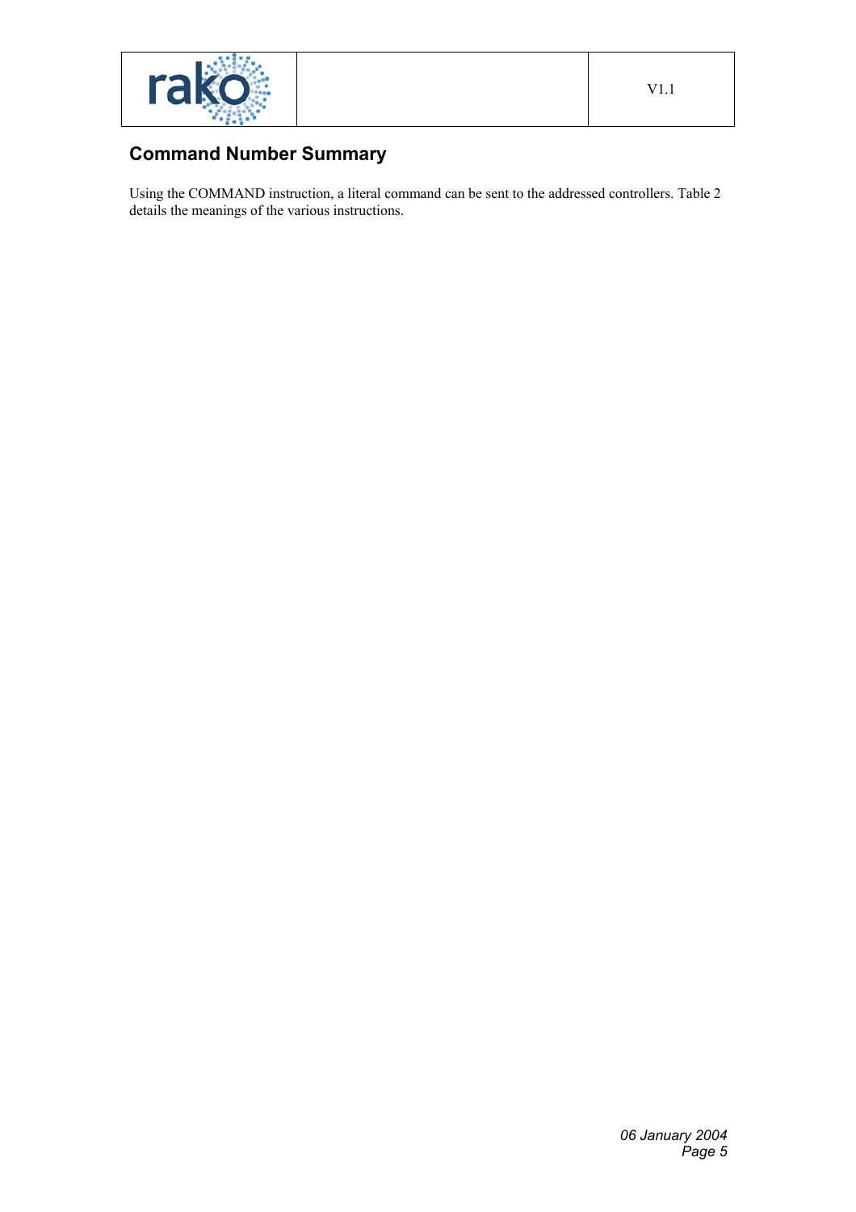## Command Number Summary

Using the COMMAND instruction, a literal command can be sent to the addressed controllers. Table 2 details the meanings of the various instructions.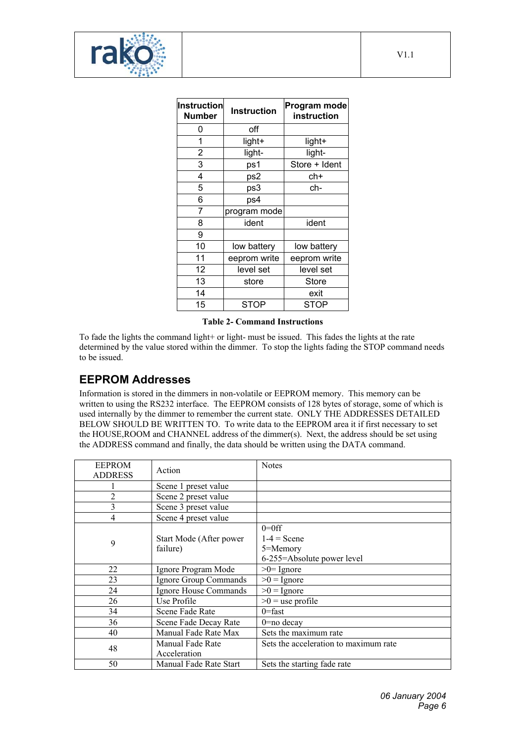| Instruction Number | Instruction | Program mode instruction |
|---|---|---|
| 0 | off | |
| 1 | light+ | light+ |
| 2 | light- | light- |
| 3 | ps1 | Store + Ident |
| 4 | ps2 | ch+ |
| 5 | ps3 | ch- |
| 6 | ps4 | |
| 7 | program mode | |
| 8 | ident | ident |
| 9 | | |
| 10 | low battery | low battery |
| 11 | eeprom write | eeprom write |
| 12 | level set | level set |
| 13 | store | Store |
| 14 | | exit |
| 15 | STOP | STOP |

**Table 2- Command Instructions**

To fade the lights the command light+ or light- must be issued. This fades the lights at the rate determined by the value stored within the dimmer. To stop the lights fading the STOP command needs to be issued.

## EEPROM Addresses

Information is stored in the dimmers in non-volatile or EEPROM memory. This memory can be written to using the RS232 interface. The EEPROM consists of 128 bytes of storage, some of which is used internally by the dimmer to remember the current state. ONLY THE ADDRESSES DETAILED BELOW SHOULD BE WRITTEN TO. To write data to the EEPROM area it if first necessary to set the HOUSE,ROOM and CHANNEL address of the dimmer(s). Next, the address should be set using the ADDRESS command and finally, the data should be written using the DATA command.

| EEPROM ADDRESS | Action | Notes |
|---|---|---|
| 1 | Scene 1 preset value | |
| 2 | Scene 2 preset value | |
| 3 | Scene 3 preset value | |
| 4 | Scene 4 preset value | |
| 9 | Start Mode (After power failure) | 0=0ff<br>1-4 = Scene<br>5=Memory<br>6-255=Absolute power level |
| 22 | Ignore Program Mode | >0= Ignore |
| 23 | Ignore Group Commands | >0 = Ignore |
| 24 | Ignore House Commands | >0 = Ignore |
| 26 | Use Profile | >0 = use profile |
| 34 | Scene Fade Rate | 0=fast |
| 36 | Scene Fade Decay Rate | 0=no decay |
| 40 | Manual Fade Rate Max | Sets the maximum rate |
| 48 | Manual Fade Rate Acceleration | Sets the acceleration to maximum rate |
| 50 | Manual Fade Rate Start | Sets the starting fade rate |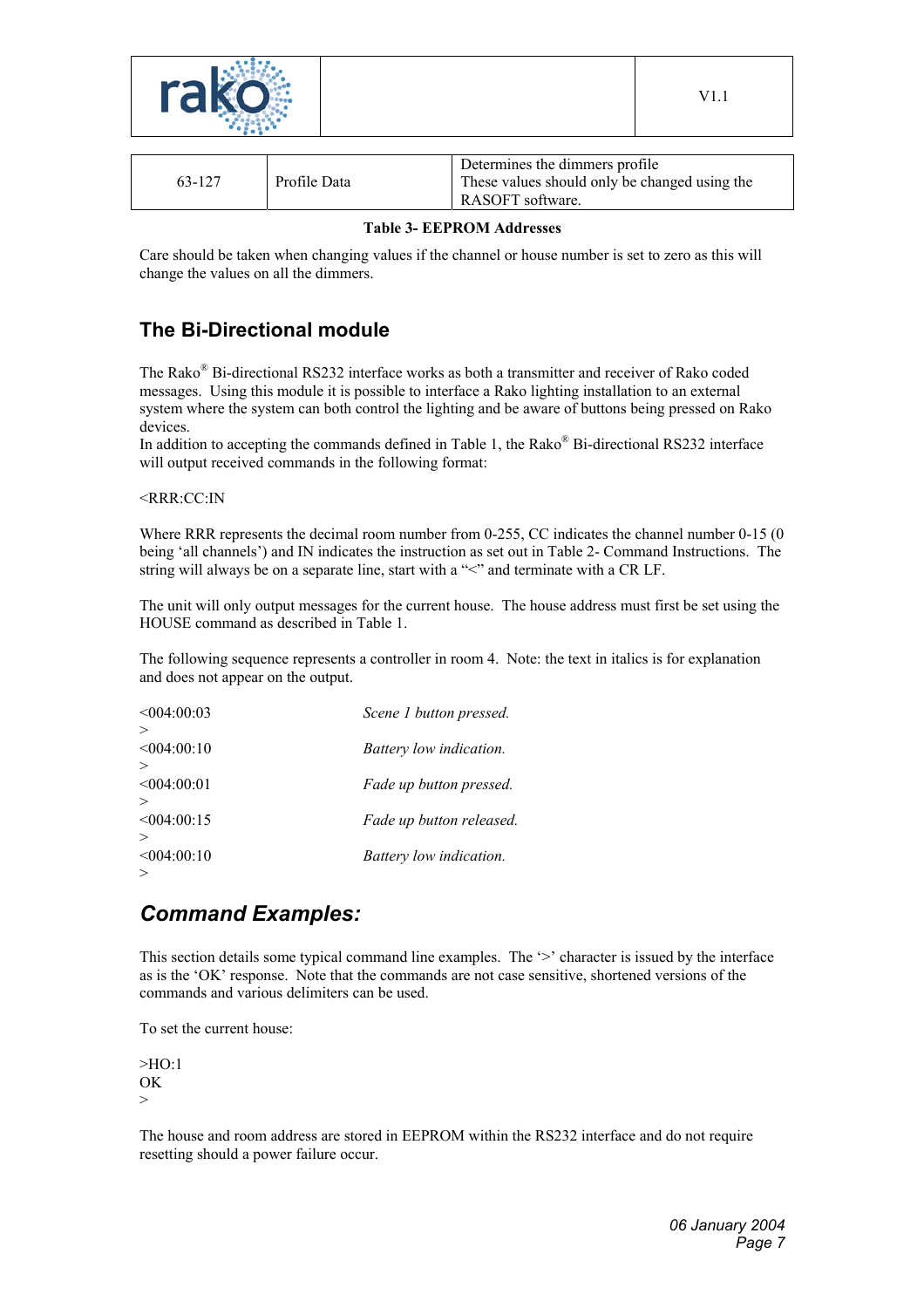| 63-127 | Profile Data | Determines the dimmers profile These values should only be changed using the RASOFT software. |
|---|---|---|

**Table 3- EEPROM Addresses**

Care should be taken when changing values if the channel or house number is set to zero as this will change the values on all the dimmers.

## The Bi-Directional module

The Rako® Bi-directional RS232 interface works as both a transmitter and receiver of Rako coded messages. Using this module it is possible to interface a Rako lighting installation to an external system where the system can both control the lighting and be aware of buttons being pressed on Rako devices.
In addition to accepting the commands defined in Table 1, the Rako® Bi-directional RS232 interface will output received commands in the following format:

<RRR:CC:IN

Where RRR represents the decimal room number from 0-255, CC indicates the channel number 0-15 (0 being 'all channels') and IN indicates the instruction as set out in Table 2- Command Instructions. The string will always be on a separate line, start with a "<" and terminate with a CR LF.

The unit will only output messages for the current house. The house address must first be set using the HOUSE command as described in Table 1.

The following sequence represents a controller in room 4. Note: the text in italics is for explanation and does not appear on the output.

```
<004:00:03          Scene 1 button pressed.
>
<004:00:10          Battery low indication.
>
<004:00:01          Fade up button pressed.
>
<004:00:15          Fade up button released.
>
<004:00:10          Battery low indication.
>
```

## *Command Examples:*

This section details some typical command line examples. The '>' character is issued by the interface as is the 'OK' response. Note that the commands are not case sensitive, shortened versions of the commands and various delimiters can be used.

To set the current house:

```
>HO:1
OK
>
```

The house and room address are stored in EEPROM within the RS232 interface and do not require resetting should a power failure occur.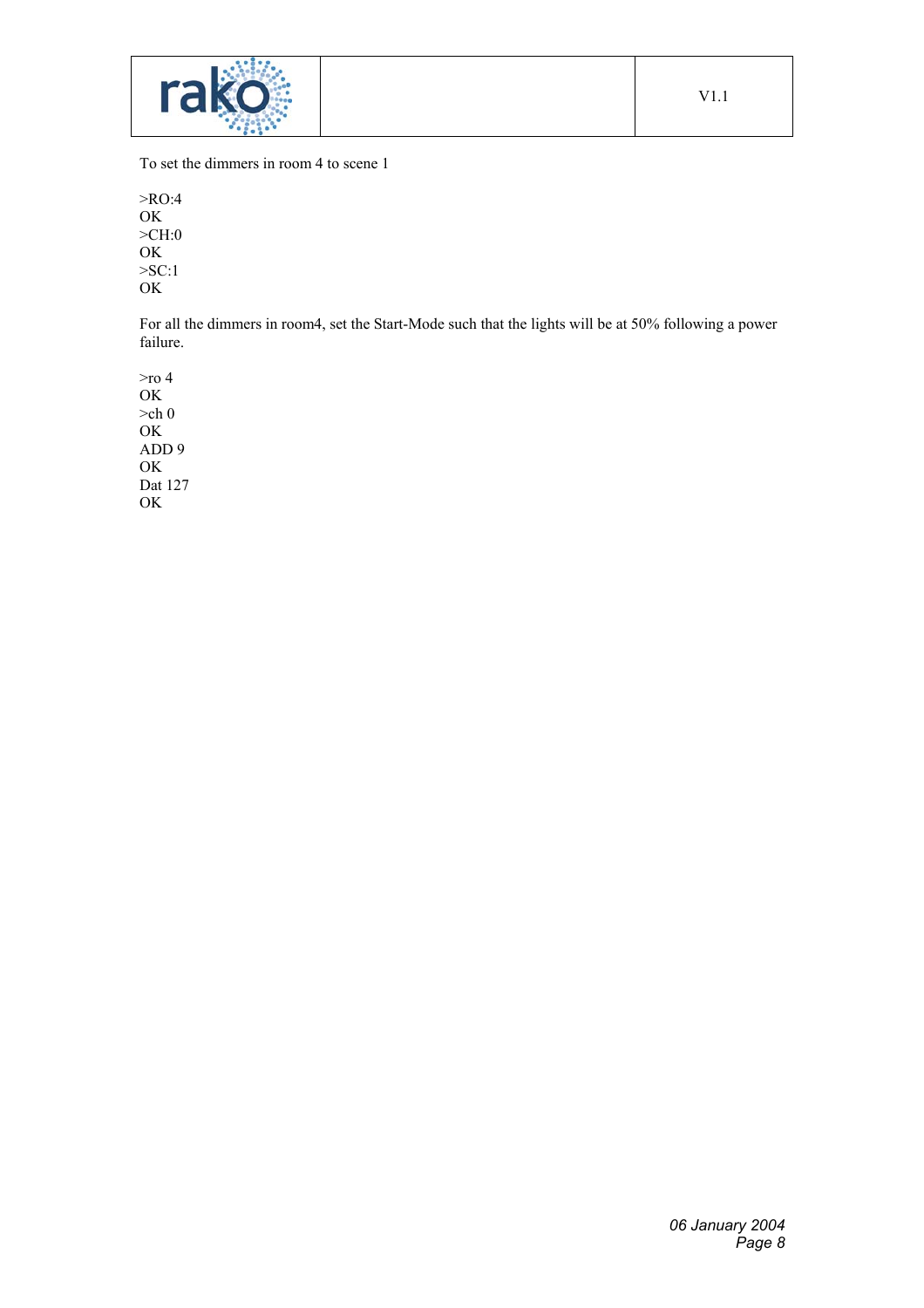To set the dimmers in room 4 to scene 1

```
>RO:4
OK
>CH:0
OK
>SC:1
OK
```

For all the dimmers in room4, set the Start-Mode such that the lights will be at 50% following a power failure.

```
>ro 4
OK
>ch 0
OK
ADD 9
OK
Dat 127
OK
```